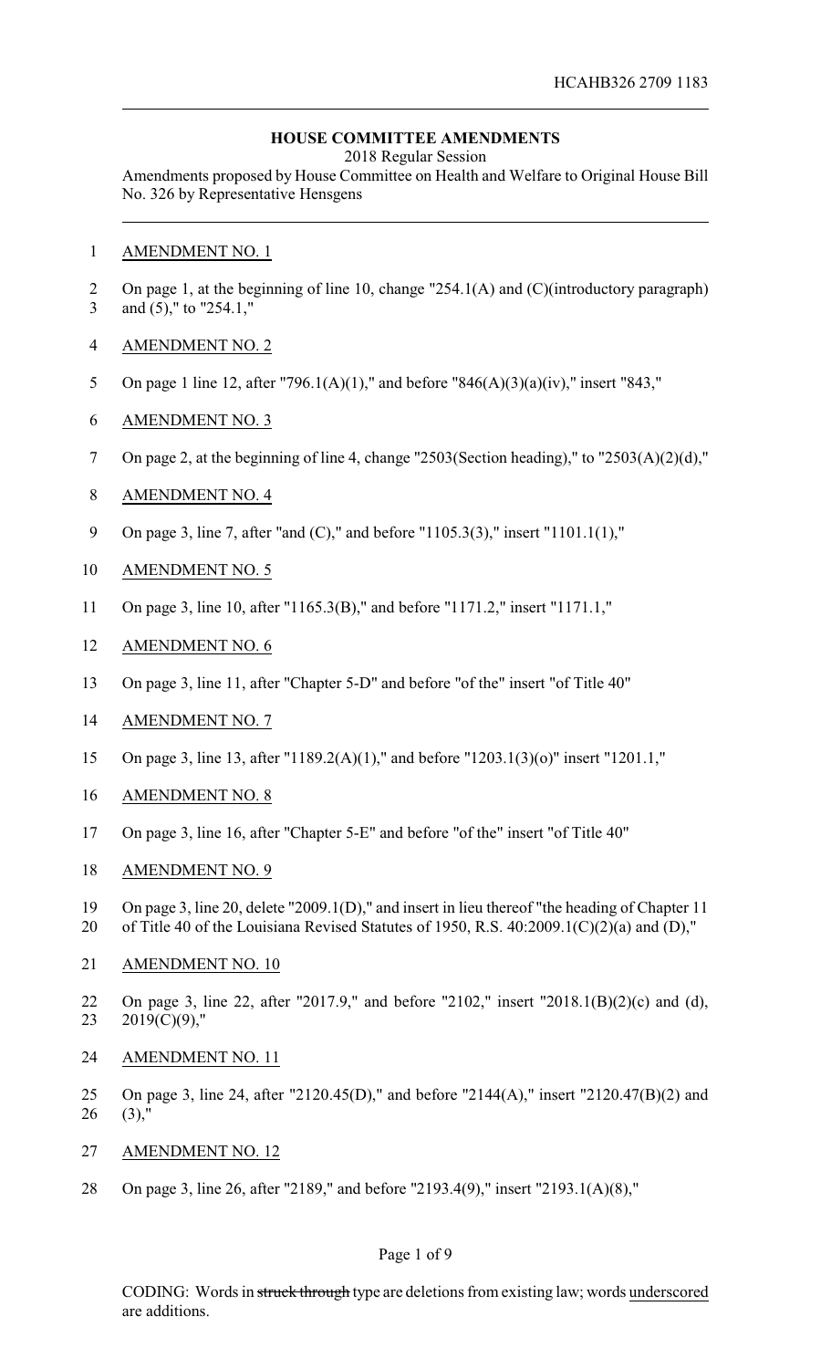## HOUSE COMMITTEE AMENDMENTS

2018 Regular Session

Amendments proposed by House Committee on Health and Welfare to Original House Bill No. 326 by Representative Hensgens

AMENDMENT NO. 1

On page 1, at the beginning of line 10, change "254.1(A) and (C)(introductory paragraph) and (5)," to "254.1,"

AMENDMENT NO. 2

On page 1 line 12, after "796.1(A)(1)," and before "846(A)(3)(a)(iv)," insert "843,"

AMENDMENT NO. 3

On page 2, at the beginning of line 4, change "2503(Section heading)," to "2503(A)(2)(d),"

AMENDMENT NO. 4

On page 3, line 7, after "and (C)," and before "1105.3(3)," insert "1101.1(1),"

AMENDMENT NO. 5

On page 3, line 10, after "1165.3(B)," and before "1171.2," insert "1171.1,"

AMENDMENT NO. 6

On page 3, line 11, after "Chapter 5-D" and before "of the" insert "of Title 40"

AMENDMENT NO. 7

On page 3, line 13, after "1189.2(A)(1)," and before "1203.1(3)(o)" insert "1201.1,"

AMENDMENT NO. 8

On page 3, line 16, after "Chapter 5-E" and before "of the" insert "of Title 40"

AMENDMENT NO. 9

On page 3, line 20, delete "2009.1(D)," and insert in lieu thereof "the heading of Chapter 11 of Title 40 of the Louisiana Revised Statutes of 1950, R.S. 40:2009.1(C)(2)(a) and (D),"

AMENDMENT NO. 10

On page 3, line 22, after "2017.9," and before "2102," insert "2018.1(B)(2)(c) and (d), 2019(C)(9),"

AMENDMENT NO. 11

On page 3, line 24, after "2120.45(D)," and before "2144(A)," insert "2120.47(B)(2) and (3),"

AMENDMENT NO. 12

On page 3, line 26, after "2189," and before "2193.4(9)," insert "2193.1(A)(8),"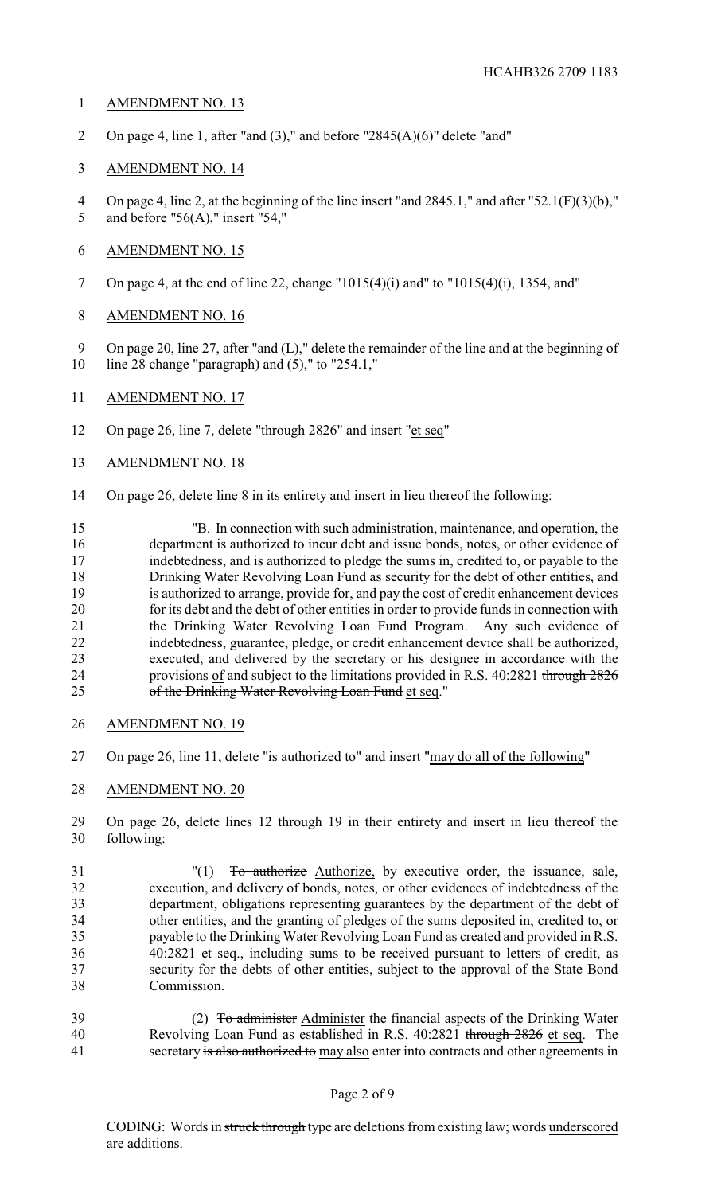AMENDMENT NO. 13

On page 4, line 1, after "and (3)," and before "2845(A)(6)" delete "and"

AMENDMENT NO. 14

On page 4, line 2, at the beginning of the line insert "and 2845.1," and after "52.1(F)(3)(b)," and before "56(A)," insert "54,"

AMENDMENT NO. 15

On page 4, at the end of line 22, change "1015(4)(i) and" to "1015(4)(i), 1354, and"

AMENDMENT NO. 16

On page 20, line 27, after "and (L)," delete the remainder of the line and at the beginning of line 28 change "paragraph) and (5)," to "254.1,"

AMENDMENT NO. 17

On page 26, line 7, delete "through 2826" and insert "<u>et seq</u>"

AMENDMENT NO. 18

On page 26, delete line 8 in its entirety and insert in lieu thereof the following:

"B. In connection with such administration, maintenance, and operation, the department is authorized to incur debt and issue bonds, notes, or other evidence of indebtedness, and is authorized to pledge the sums in, credited to, or payable to the Drinking Water Revolving Loan Fund as security for the debt of other entities, and is authorized to arrange, provide for, and pay the cost of credit enhancement devices for its debt and the debt of other entities in order to provide funds in connection with the Drinking Water Revolving Loan Fund Program. Any such evidence of indebtedness, guarantee, pledge, or credit enhancement device shall be authorized, executed, and delivered by the secretary or his designee in accordance with the provisions <u>of</u> and subject to the limitations provided in R.S. 40:2821 ~~through 2826 of the Drinking Water Revolving Loan Fund~~ <u>et seq</u>."

AMENDMENT NO. 19

On page 26, line 11, delete "is authorized to" and insert "<u>may do all of the following</u>"

AMENDMENT NO. 20

On page 26, delete lines 12 through 19 in their entirety and insert in lieu thereof the following:

"(1) ~~To authorize~~ <u>Authorize,</u> by executive order, the issuance, sale, execution, and delivery of bonds, notes, or other evidences of indebtedness of the department, obligations representing guarantees by the department of the debt of other entities, and the granting of pledges of the sums deposited in, credited to, or payable to the Drinking Water Revolving Loan Fund as created and provided in R.S. 40:2821 et seq., including sums to be received pursuant to letters of credit, as security for the debts of other entities, subject to the approval of the State Bond Commission.

(2) ~~To administer~~ <u>Administer</u> the financial aspects of the Drinking Water Revolving Loan Fund as established in R.S. 40:2821 ~~through 2826~~ <u>et seq</u>. The secretary ~~is also authorized to~~ <u>may also</u> enter into contracts and other agreements in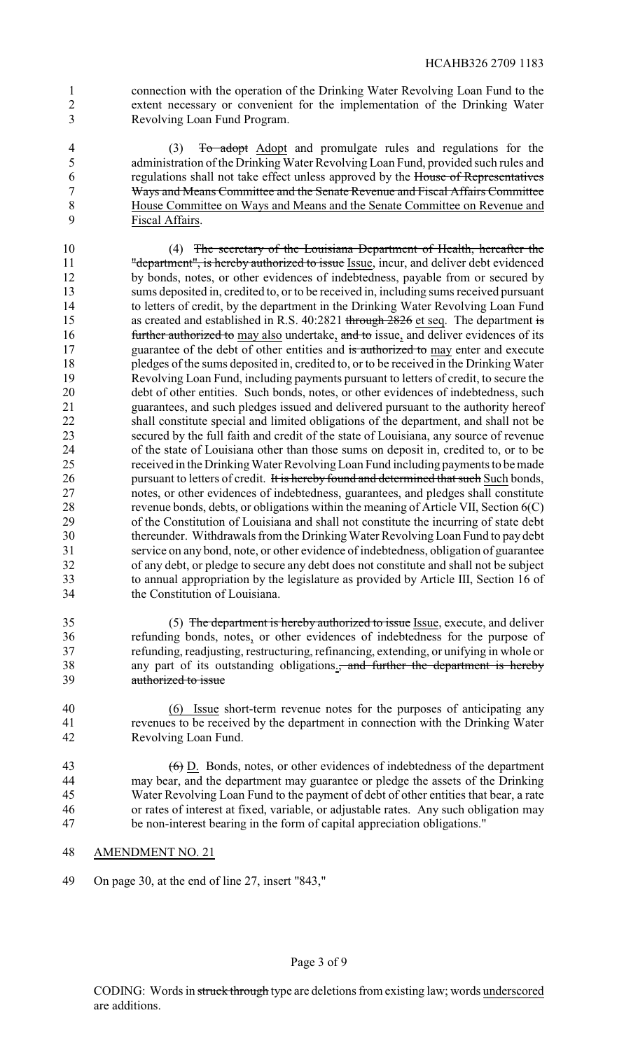connection with the operation of the Drinking Water Revolving Loan Fund to the extent necessary or convenient for the implementation of the Drinking Water Revolving Loan Fund Program.

(3) ~~To adopt~~ <u>Adopt</u> and promulgate rules and regulations for the administration of the Drinking Water Revolving Loan Fund, provided such rules and regulations shall not take effect unless approved by the ~~House of Representatives Ways and Means Committee and the Senate Revenue and Fiscal Affairs Committee~~ <u>House Committee on Ways and Means and the Senate Committee on Revenue and Fiscal Affairs</u>.

(4) ~~The secretary of the Louisiana Department of Health, hereafter the "department", is hereby authorized to issue~~ <u>Issue</u>, incur, and deliver debt evidenced by bonds, notes, or other evidences of indebtedness, payable from or secured by sums deposited in, credited to, or to be received in, including sums received pursuant to letters of credit, by the department in the Drinking Water Revolving Loan Fund as created and established in R.S. 40:2821 ~~through 2826~~ <u>et seq</u>. The department ~~is further authorized to~~ <u>may also</u> undertake, ~~and to~~ issue, and deliver evidences of its guarantee of the debt of other entities and ~~is authorized to~~ <u>may</u> enter and execute pledges of the sums deposited in, credited to, or to be received in the Drinking Water Revolving Loan Fund, including payments pursuant to letters of credit, to secure the debt of other entities. Such bonds, notes, or other evidences of indebtedness, such guarantees, and such pledges issued and delivered pursuant to the authority hereof shall constitute special and limited obligations of the department, and shall not be secured by the full faith and credit of the state of Louisiana, any source of revenue of the state of Louisiana other than those sums on deposit in, credited to, or to be received in the Drinking Water Revolving Loan Fund including payments to be made pursuant to letters of credit. ~~It is hereby found and determined that such~~ <u>Such</u> bonds, notes, or other evidences of indebtedness, guarantees, and pledges shall constitute revenue bonds, debts, or obligations within the meaning of Article VII, Section 6(C) of the Constitution of Louisiana and shall not constitute the incurring of state debt thereunder. Withdrawals from the Drinking Water Revolving Loan Fund to pay debt service on any bond, note, or other evidence of indebtedness, obligation of guarantee of any debt, or pledge to secure any debt does not constitute and shall not be subject to annual appropriation by the legislature as provided by Article III, Section 16 of the Constitution of Louisiana.

(5) ~~The department is hereby authorized to issue~~ <u>Issue</u>, execute, and deliver refunding bonds, notes, or other evidences of indebtedness for the purpose of refunding, readjusting, restructuring, refinancing, extending, or unifying in whole or any part of its outstanding obligations<u>.</u>~~, and further the department is hereby authorized to issue~~

<u>(6) Issue</u> short-term revenue notes for the purposes of anticipating any revenues to be received by the department in connection with the Drinking Water Revolving Loan Fund.

~~(6)~~ <u>D.</u> Bonds, notes, or other evidences of indebtedness of the department may bear, and the department may guarantee or pledge the assets of the Drinking Water Revolving Loan Fund to the payment of debt of other entities that bear, a rate or rates of interest at fixed, variable, or adjustable rates. Any such obligation may be non-interest bearing in the form of capital appreciation obligations."

<u>AMENDMENT NO. 21</u>

On page 30, at the end of line 27, insert "843,"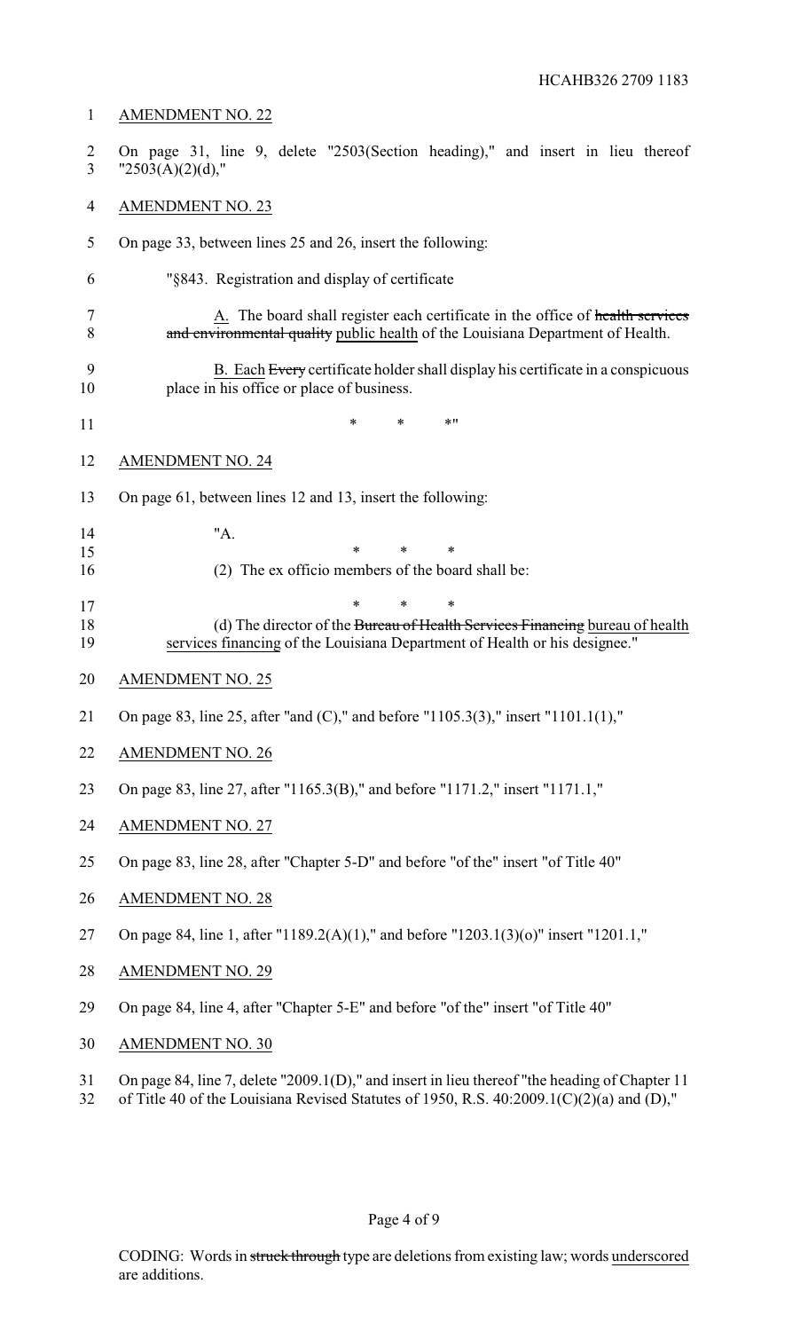AMENDMENT NO. 22

On page 31, line 9, delete "2503(Section heading)," and insert in lieu thereof "2503(A)(2)(d),"

AMENDMENT NO. 23

On page 33, between lines 25 and 26, insert the following:

"§843. Registration and display of certificate

<u>A.</u> The board shall register each certificate in the office of ~~health services and environmental quality~~ <u>public health</u> of the Louisiana Department of Health.

<u>B.</u> <u>Each</u> ~~Every~~ certificate holder shall display his certificate in a conspicuous place in his office or place of business.

\* \* \*"

AMENDMENT NO. 24

On page 61, between lines 12 and 13, insert the following:

"A.

\* \* \*

(2) The ex officio members of the board shall be:

\* \* \*

(d) The director of the ~~Bureau of Health Services Financing~~ <u>bureau of health services financing</u> of the Louisiana Department of Health or his designee."

AMENDMENT NO. 25

On page 83, line 25, after "and (C)," and before "1105.3(3)," insert "1101.1(1),"

AMENDMENT NO. 26

On page 83, line 27, after "1165.3(B)," and before "1171.2," insert "1171.1,"

AMENDMENT NO. 27

On page 83, line 28, after "Chapter 5-D" and before "of the" insert "of Title 40"

AMENDMENT NO. 28

On page 84, line 1, after "1189.2(A)(1)," and before "1203.1(3)(o)" insert "1201.1,"

AMENDMENT NO. 29

On page 84, line 4, after "Chapter 5-E" and before "of the" insert "of Title 40"

AMENDMENT NO. 30

On page 84, line 7, delete "2009.1(D)," and insert in lieu thereof "the heading of Chapter 11 of Title 40 of the Louisiana Revised Statutes of 1950, R.S. 40:2009.1(C)(2)(a) and (D),"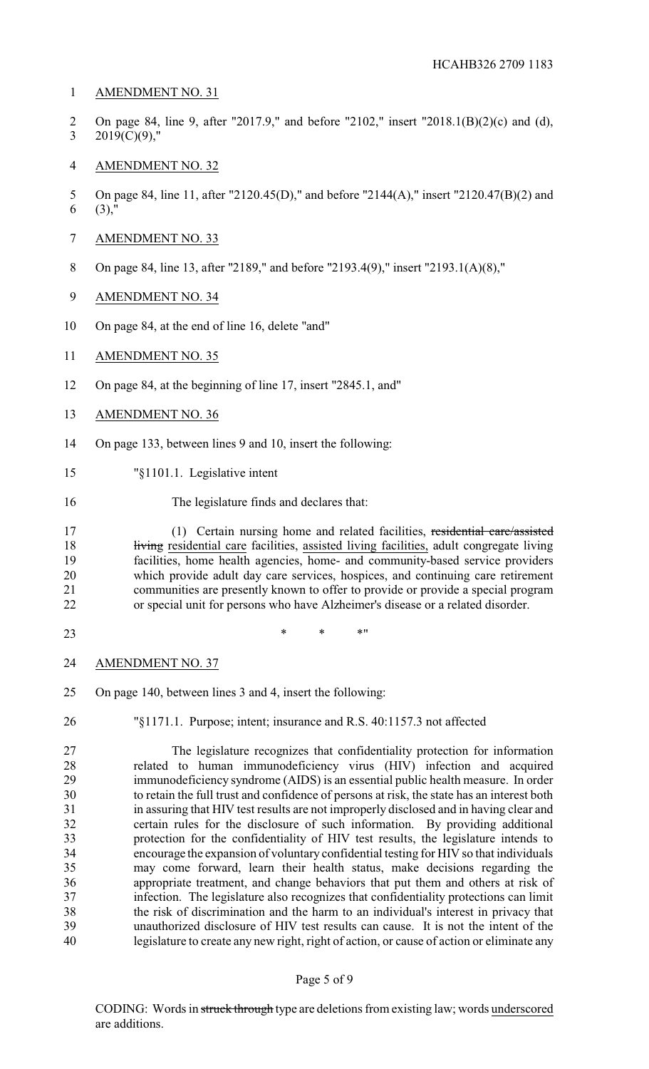AMENDMENT NO. 31

On page 84, line 9, after "2017.9," and before "2102," insert "2018.1(B)(2)(c) and (d), 2019(C)(9),"

AMENDMENT NO. 32

On page 84, line 11, after "2120.45(D)," and before "2144(A)," insert "2120.47(B)(2) and (3),"

AMENDMENT NO. 33

On page 84, line 13, after "2189," and before "2193.4(9)," insert "2193.1(A)(8),"

AMENDMENT NO. 34

On page 84, at the end of line 16, delete "and"

AMENDMENT NO. 35

On page 84, at the beginning of line 17, insert "2845.1, and"

AMENDMENT NO. 36

On page 133, between lines 9 and 10, insert the following:

"§1101.1. Legislative intent

The legislature finds and declares that:

(1) Certain nursing home and related facilities, ~~residential care/assisted living~~ <u>residential care</u> facilities, <u>assisted living facilities,</u> adult congregate living facilities, home health agencies, home- and community-based service providers which provide adult day care services, hospices, and continuing care retirement communities are presently known to offer to provide or provide a special program or special unit for persons who have Alzheimer's disease or a related disorder.

\* \* \*"

AMENDMENT NO. 37

On page 140, between lines 3 and 4, insert the following:

"§1171.1. Purpose; intent; insurance and R.S. 40:1157.3 not affected

The legislature recognizes that confidentiality protection for information related to human immunodeficiency virus (HIV) infection and acquired immunodeficiency syndrome (AIDS) is an essential public health measure. In order to retain the full trust and confidence of persons at risk, the state has an interest both in assuring that HIV test results are not improperly disclosed and in having clear and certain rules for the disclosure of such information. By providing additional protection for the confidentiality of HIV test results, the legislature intends to encourage the expansion of voluntary confidential testing for HIV so that individuals may come forward, learn their health status, make decisions regarding the appropriate treatment, and change behaviors that put them and others at risk of infection. The legislature also recognizes that confidentiality protections can limit the risk of discrimination and the harm to an individual's interest in privacy that unauthorized disclosure of HIV test results can cause. It is not the intent of the legislature to create any new right, right of action, or cause of action or eliminate any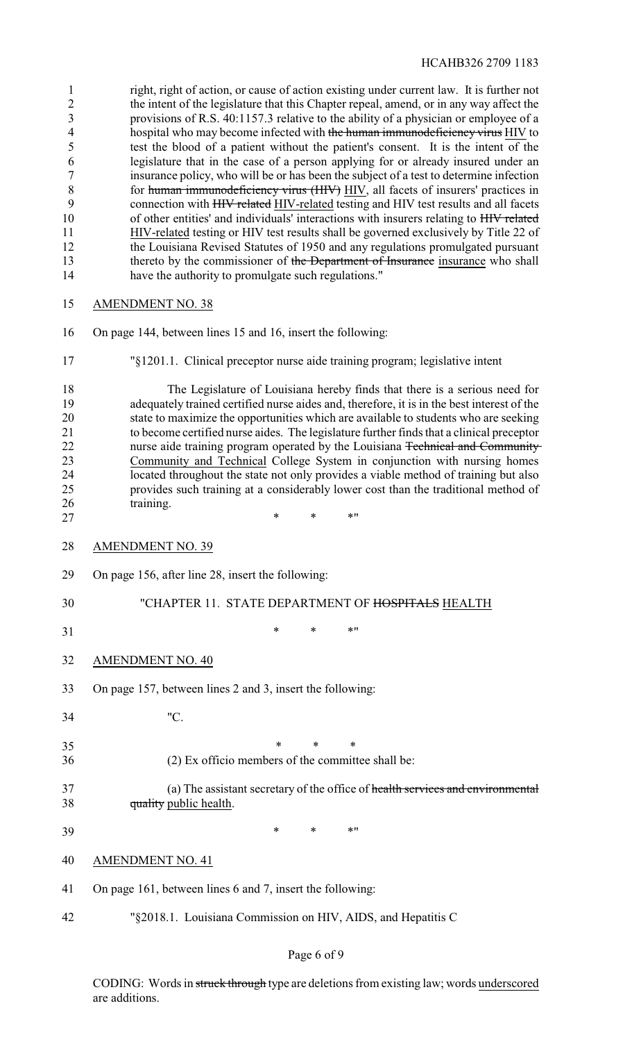right, right of action, or cause of action existing under current law. It is further not the intent of the legislature that this Chapter repeal, amend, or in any way affect the provisions of R.S. 40:1157.3 relative to the ability of a physician or employee of a hospital who may become infected with ~~the human immunodeficiency virus~~ HIV to test the blood of a patient without the patient's consent. It is the intent of the legislature that in the case of a person applying for or already insured under an insurance policy, who will be or has been the subject of a test to determine infection for ~~human immunodeficiency virus (HIV)~~ HIV, all facets of insurers' practices in connection with ~~HIV related~~ HIV-related testing and HIV test results and all facets of other entities' and individuals' interactions with insurers relating to ~~HIV related~~ HIV-related testing or HIV test results shall be governed exclusively by Title 22 of the Louisiana Revised Statutes of 1950 and any regulations promulgated pursuant thereto by the commissioner of ~~the Department of Insurance~~ insurance who shall have the authority to promulgate such regulations."

AMENDMENT NO. 38

On page 144, between lines 15 and 16, insert the following:

"§1201.1. Clinical preceptor nurse aide training program; legislative intent

The Legislature of Louisiana hereby finds that there is a serious need for adequately trained certified nurse aides and, therefore, it is in the best interest of the state to maximize the opportunities which are available to students who are seeking to become certified nurse aides. The legislature further finds that a clinical preceptor nurse aide training program operated by the Louisiana ~~Technical and Community~~ Community and Technical College System in conjunction with nursing homes located throughout the state not only provides a viable method of training but also provides such training at a considerably lower cost than the traditional method of training.

\* \* \*"

AMENDMENT NO. 39

On page 156, after line 28, insert the following:

"CHAPTER 11. STATE DEPARTMENT OF ~~HOSPITALS~~ HEALTH

\* \* \*"

AMENDMENT NO. 40

On page 157, between lines 2 and 3, insert the following:

"C.

\* \* \*

(2) Ex officio members of the committee shall be:

(a) The assistant secretary of the office of ~~health services and environmental quality~~ public health.

\* \* \*"

AMENDMENT NO. 41

On page 161, between lines 6 and 7, insert the following:

"§2018.1. Louisiana Commission on HIV, AIDS, and Hepatitis C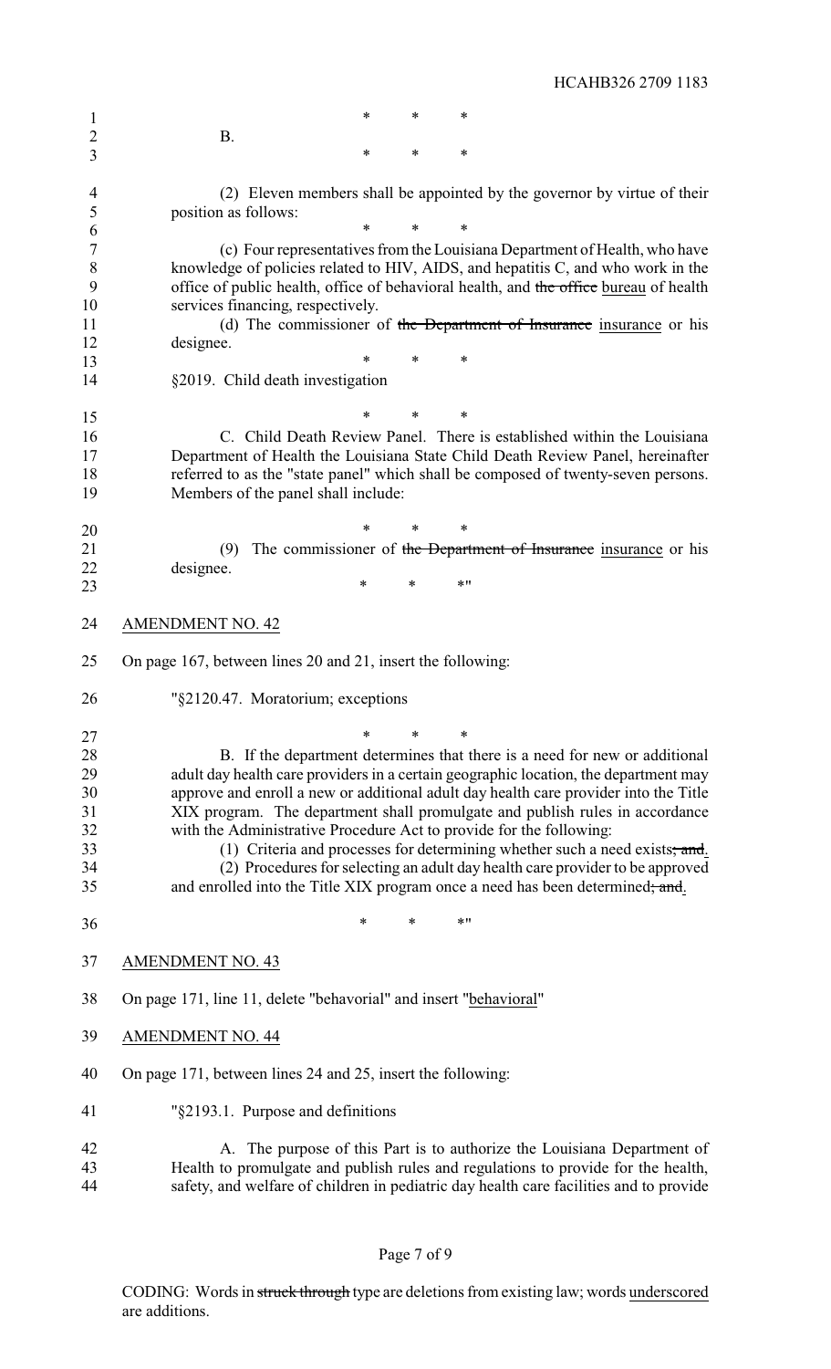\* \* \*

B.

\* \* \*

(2) Eleven members shall be appointed by the governor by virtue of their position as follows:

\* \* \*

(c) Four representatives from the Louisiana Department of Health, who have knowledge of policies related to HIV, AIDS, and hepatitis C, and who work in the office of public health, office of behavioral health, and ~~the office~~ bureau of health services financing, respectively.

(d) The commissioner of ~~the Department of Insurance~~ insurance or his designee.

\* \* \*

§2019. Child death investigation

\* \* \*

C. Child Death Review Panel. There is established within the Louisiana Department of Health the Louisiana State Child Death Review Panel, hereinafter referred to as the "state panel" which shall be composed of twenty-seven persons. Members of the panel shall include:

\* \* \*

(9) The commissioner of ~~the Department of Insurance~~ insurance or his designee.

\* \* \*"

AMENDMENT NO. 42

On page 167, between lines 20 and 21, insert the following:

"§2120.47. Moratorium; exceptions

\* \* \*

B. If the department determines that there is a need for new or additional adult day health care providers in a certain geographic location, the department may approve and enroll a new or additional adult day health care provider into the Title XIX program. The department shall promulgate and publish rules in accordance with the Administrative Procedure Act to provide for the following:

(1) Criteria and processes for determining whether such a need exists~~; and~~.

(2) Procedures for selecting an adult day health care provider to be approved and enrolled into the Title XIX program once a need has been determined~~; and~~.

\* \* \*"

AMENDMENT NO. 43

On page 171, line 11, delete "behavorial" and insert "behavioral"

AMENDMENT NO. 44

On page 171, between lines 24 and 25, insert the following:

"§2193.1. Purpose and definitions

A. The purpose of this Part is to authorize the Louisiana Department of Health to promulgate and publish rules and regulations to provide for the health, safety, and welfare of children in pediatric day health care facilities and to provide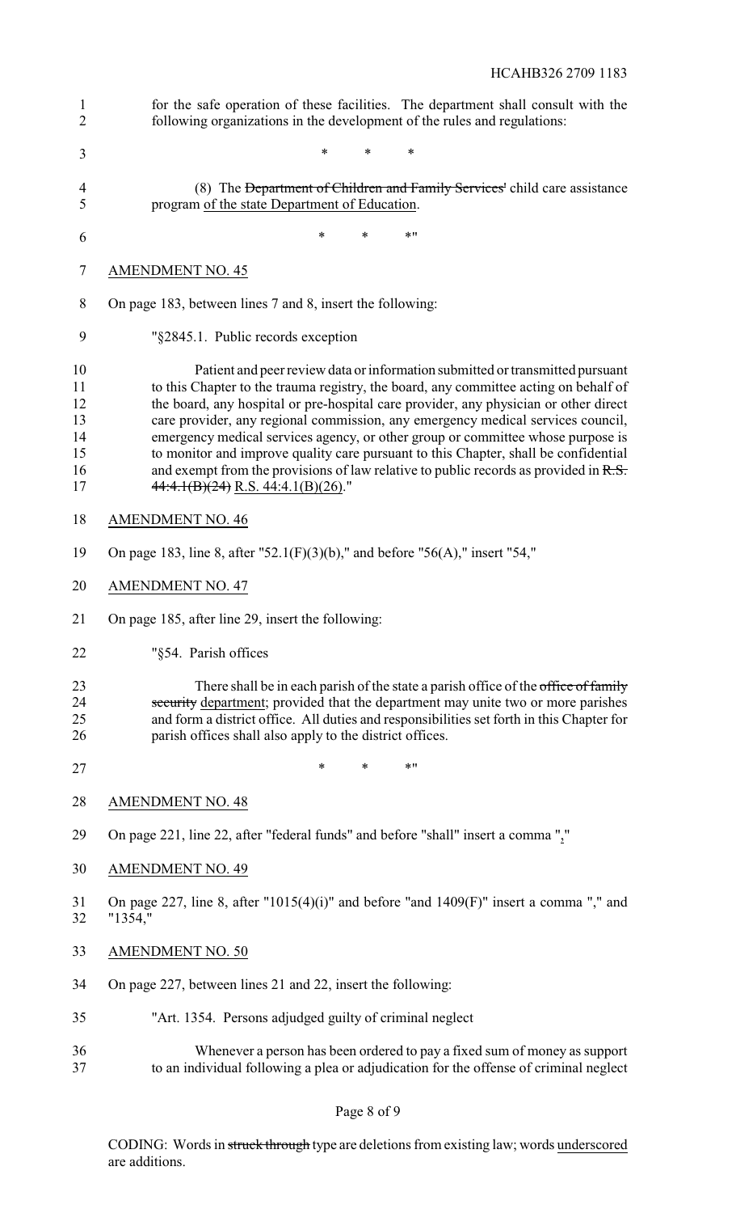for the safe operation of these facilities. The department shall consult with the following organizations in the development of the rules and regulations:

\* \* \*

(8) The ~~Department of Children and Family Services'~~ child care assistance program <u>of the state Department of Education</u>.

\* \* \*"

<u>AMENDMENT NO. 45</u>

On page 183, between lines 7 and 8, insert the following:

"§2845.1. Public records exception

Patient and peer review data or information submitted or transmitted pursuant to this Chapter to the trauma registry, the board, any committee acting on behalf of the board, any hospital or pre-hospital care provider, any physician or other direct care provider, any regional commission, any emergency medical services council, emergency medical services agency, or other group or committee whose purpose is to monitor and improve quality care pursuant to this Chapter, shall be confidential and exempt from the provisions of law relative to public records as provided in ~~R.S. 44:4.1(B)(24)~~ <u>R.S. 44:4.1(B)(26)</u>."

<u>AMENDMENT NO. 46</u>

On page 183, line 8, after "52.1(F)(3)(b)," and before "56(A)," insert "54,"

<u>AMENDMENT NO. 47</u>

On page 185, after line 29, insert the following:

"§54. Parish offices

There shall be in each parish of the state a parish office of the ~~office of family security~~ <u>department</u>; provided that the department may unite two or more parishes and form a district office. All duties and responsibilities set forth in this Chapter for parish offices shall also apply to the district offices.

\* \* \*"

<u>AMENDMENT NO. 48</u>

On page 221, line 22, after "federal funds" and before "shall" insert a comma "<u>,</u>"

<u>AMENDMENT NO. 49</u>

On page 227, line 8, after "1015(4)(i)" and before "and 1409(F)" insert a comma "," and "1354,"

<u>AMENDMENT NO. 50</u>

On page 227, between lines 21 and 22, insert the following:

"Art. 1354. Persons adjudged guilty of criminal neglect

Whenever a person has been ordered to pay a fixed sum of money as support to an individual following a plea or adjudication for the offense of criminal neglect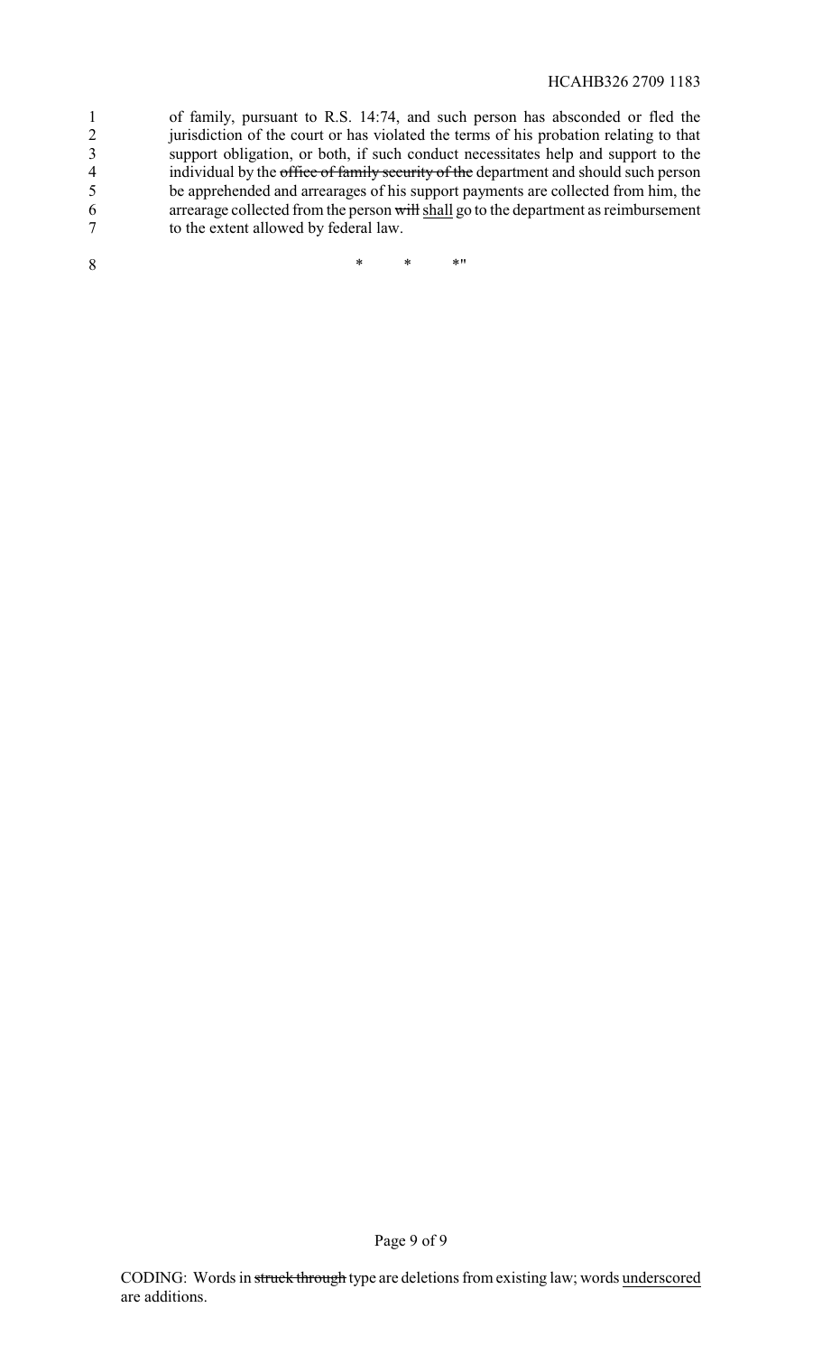of family, pursuant to R.S. 14:74, and such person has absconded or fled the jurisdiction of the court or has violated the terms of his probation relating to that support obligation, or both, if such conduct necessitates help and support to the individual by the ~~office of family security of the~~ department and should such person be apprehended and arrearages of his support payments are collected from him, the arrearage collected from the person ~~will~~ <u>shall</u> go to the department as reimbursement to the extent allowed by federal law.

\* \* \*"

CODING: Words in ~~struck through~~ type are deletions from existing law; words <u>underscored</u> are additions.